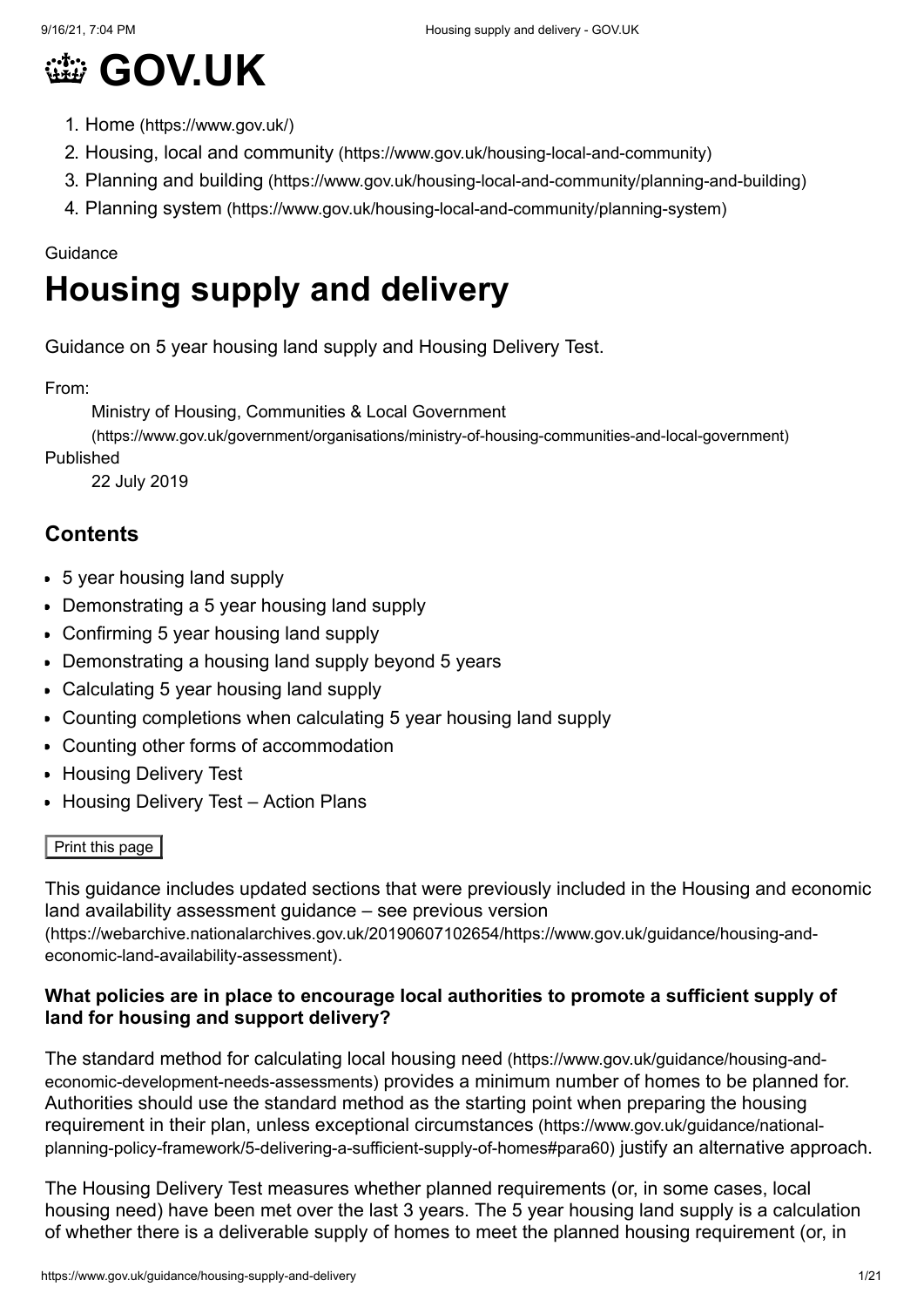# 👑 GOV.UK

1. Home (https://www.gov.uk/)
2. Housing, local and community (https://www.gov.uk/housing-local-and-community)
3. Planning and building (https://www.gov.uk/housing-local-and-community/planning-and-building)
4. Planning system (https://www.gov.uk/housing-local-and-community/planning-system)

Guidance

# Housing supply and delivery

Guidance on 5 year housing land supply and Housing Delivery Test.

From:
Ministry of Housing, Communities & Local Government (https://www.gov.uk/government/organisations/ministry-of-housing-communities-and-local-government)

Published
22 July 2019

## Contents

- 5 year housing land supply
- Demonstrating a 5 year housing land supply
- Confirming 5 year housing land supply
- Demonstrating a housing land supply beyond 5 years
- Calculating 5 year housing land supply
- Counting completions when calculating 5 year housing land supply
- Counting other forms of accommodation
- Housing Delivery Test
- Housing Delivery Test – Action Plans

Print this page

This guidance includes updated sections that were previously included in the Housing and economic land availability assessment guidance – see previous version (https://webarchive.nationalarchives.gov.uk/20190607102654/https://www.gov.uk/guidance/housing-and-economic-land-availability-assessment).

**What policies are in place to encourage local authorities to promote a sufficient supply of land for housing and support delivery?**

The standard method for calculating local housing need (https://www.gov.uk/guidance/housing-and-economic-development-needs-assessments) provides a minimum number of homes to be planned for. Authorities should use the standard method as the starting point when preparing the housing requirement in their plan, unless exceptional circumstances (https://www.gov.uk/guidance/national-planning-policy-framework/5-delivering-a-sufficient-supply-of-homes#para60) justify an alternative approach.

The Housing Delivery Test measures whether planned requirements (or, in some cases, local housing need) have been met over the last 3 years. The 5 year housing land supply is a calculation of whether there is a deliverable supply of homes to meet the planned housing requirement (or, in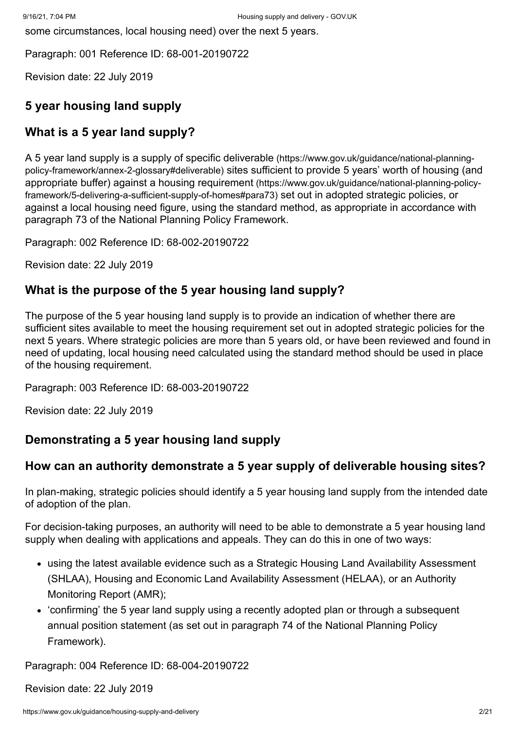some circumstances, local housing need) over the next 5 years.

Paragraph: 001 Reference ID: 68-001-20190722

Revision date: 22 July 2019

## 5 year housing land supply

### What is a 5 year land supply?

A 5 year land supply is a supply of specific deliverable (https://www.gov.uk/guidance/national-planning-policy-framework/annex-2-glossary#deliverable) sites sufficient to provide 5 years' worth of housing (and appropriate buffer) against a housing requirement (https://www.gov.uk/guidance/national-planning-policy-framework/5-delivering-a-sufficient-supply-of-homes#para73) set out in adopted strategic policies, or against a local housing need figure, using the standard method, as appropriate in accordance with paragraph 73 of the National Planning Policy Framework.

Paragraph: 002 Reference ID: 68-002-20190722

Revision date: 22 July 2019

### What is the purpose of the 5 year housing land supply?

The purpose of the 5 year housing land supply is to provide an indication of whether there are sufficient sites available to meet the housing requirement set out in adopted strategic policies for the next 5 years. Where strategic policies are more than 5 years old, or have been reviewed and found in need of updating, local housing need calculated using the standard method should be used in place of the housing requirement.

Paragraph: 003 Reference ID: 68-003-20190722

Revision date: 22 July 2019

## Demonstrating a 5 year housing land supply

### How can an authority demonstrate a 5 year supply of deliverable housing sites?

In plan-making, strategic policies should identify a 5 year housing land supply from the intended date of adoption of the plan.

For decision-taking purposes, an authority will need to be able to demonstrate a 5 year housing land supply when dealing with applications and appeals. They can do this in one of two ways:

- using the latest available evidence such as a Strategic Housing Land Availability Assessment (SHLAA), Housing and Economic Land Availability Assessment (HELAA), or an Authority Monitoring Report (AMR);
- 'confirming' the 5 year land supply using a recently adopted plan or through a subsequent annual position statement (as set out in paragraph 74 of the National Planning Policy Framework).

Paragraph: 004 Reference ID: 68-004-20190722

Revision date: 22 July 2019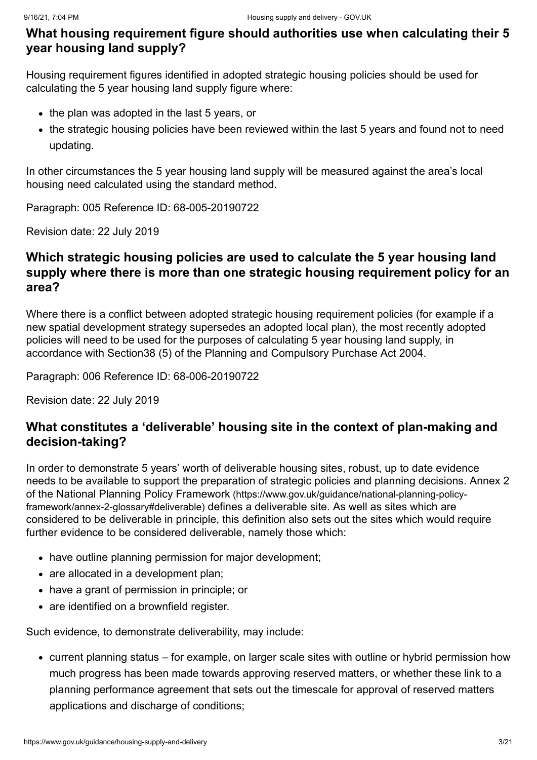### What housing requirement figure should authorities use when calculating their 5 year housing land supply?

Housing requirement figures identified in adopted strategic housing policies should be used for calculating the 5 year housing land supply figure where:

- the plan was adopted in the last 5 years, or
- the strategic housing policies have been reviewed within the last 5 years and found not to need updating.

In other circumstances the 5 year housing land supply will be measured against the area's local housing need calculated using the standard method.

Paragraph: 005 Reference ID: 68-005-20190722

Revision date: 22 July 2019

### Which strategic housing policies are used to calculate the 5 year housing land supply where there is more than one strategic housing requirement policy for an area?

Where there is a conflict between adopted strategic housing requirement policies (for example if a new spatial development strategy supersedes an adopted local plan), the most recently adopted policies will need to be used for the purposes of calculating 5 year housing land supply, in accordance with Section38 (5) of the Planning and Compulsory Purchase Act 2004.

Paragraph: 006 Reference ID: 68-006-20190722

Revision date: 22 July 2019

### What constitutes a 'deliverable' housing site in the context of plan-making and decision-taking?

In order to demonstrate 5 years' worth of deliverable housing sites, robust, up to date evidence needs to be available to support the preparation of strategic policies and planning decisions. Annex 2 of the National Planning Policy Framework (https://www.gov.uk/guidance/national-planning-policy-framework/annex-2-glossary#deliverable) defines a deliverable site. As well as sites which are considered to be deliverable in principle, this definition also sets out the sites which would require further evidence to be considered deliverable, namely those which:

- have outline planning permission for major development;
- are allocated in a development plan;
- have a grant of permission in principle; or
- are identified on a brownfield register.

Such evidence, to demonstrate deliverability, may include:

- current planning status – for example, on larger scale sites with outline or hybrid permission how much progress has been made towards approving reserved matters, or whether these link to a planning performance agreement that sets out the timescale for approval of reserved matters applications and discharge of conditions;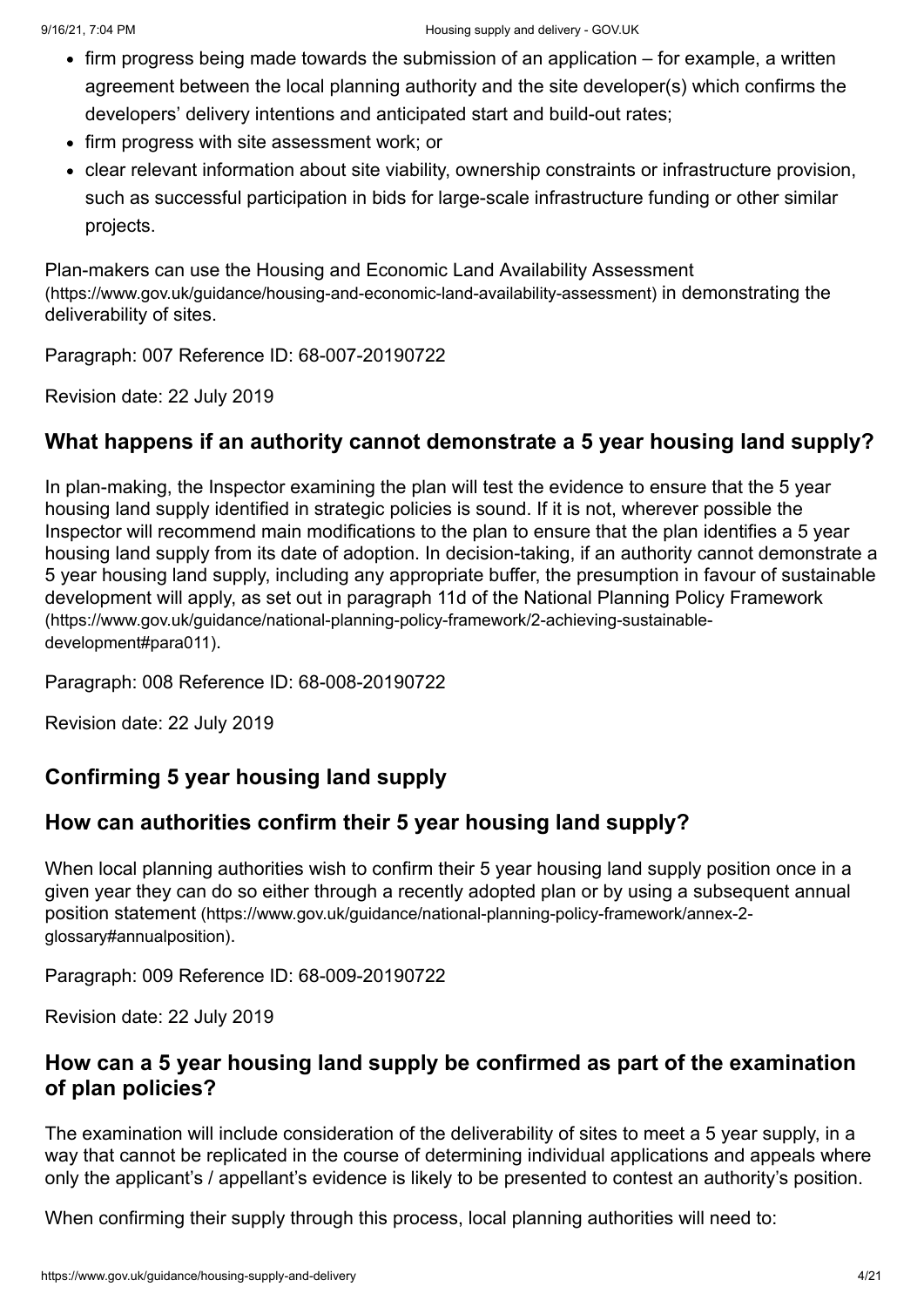- firm progress being made towards the submission of an application – for example, a written agreement between the local planning authority and the site developer(s) which confirms the developers' delivery intentions and anticipated start and build-out rates;
- firm progress with site assessment work; or
- clear relevant information about site viability, ownership constraints or infrastructure provision, such as successful participation in bids for large-scale infrastructure funding or other similar projects.

Plan-makers can use the Housing and Economic Land Availability Assessment (https://www.gov.uk/guidance/housing-and-economic-land-availability-assessment) in demonstrating the deliverability of sites.

Paragraph: 007 Reference ID: 68-007-20190722

Revision date: 22 July 2019

### What happens if an authority cannot demonstrate a 5 year housing land supply?

In plan-making, the Inspector examining the plan will test the evidence to ensure that the 5 year housing land supply identified in strategic policies is sound. If it is not, wherever possible the Inspector will recommend main modifications to the plan to ensure that the plan identifies a 5 year housing land supply from its date of adoption. In decision-taking, if an authority cannot demonstrate a 5 year housing land supply, including any appropriate buffer, the presumption in favour of sustainable development will apply, as set out in paragraph 11d of the National Planning Policy Framework (https://www.gov.uk/guidance/national-planning-policy-framework/2-achieving-sustainable-development#para011).

Paragraph: 008 Reference ID: 68-008-20190722

Revision date: 22 July 2019

## Confirming 5 year housing land supply

### How can authorities confirm their 5 year housing land supply?

When local planning authorities wish to confirm their 5 year housing land supply position once in a given year they can do so either through a recently adopted plan or by using a subsequent annual position statement (https://www.gov.uk/guidance/national-planning-policy-framework/annex-2-glossary#annualposition).

Paragraph: 009 Reference ID: 68-009-20190722

Revision date: 22 July 2019

### How can a 5 year housing land supply be confirmed as part of the examination of plan policies?

The examination will include consideration of the deliverability of sites to meet a 5 year supply, in a way that cannot be replicated in the course of determining individual applications and appeals where only the applicant's / appellant's evidence is likely to be presented to contest an authority's position.

When confirming their supply through this process, local planning authorities will need to: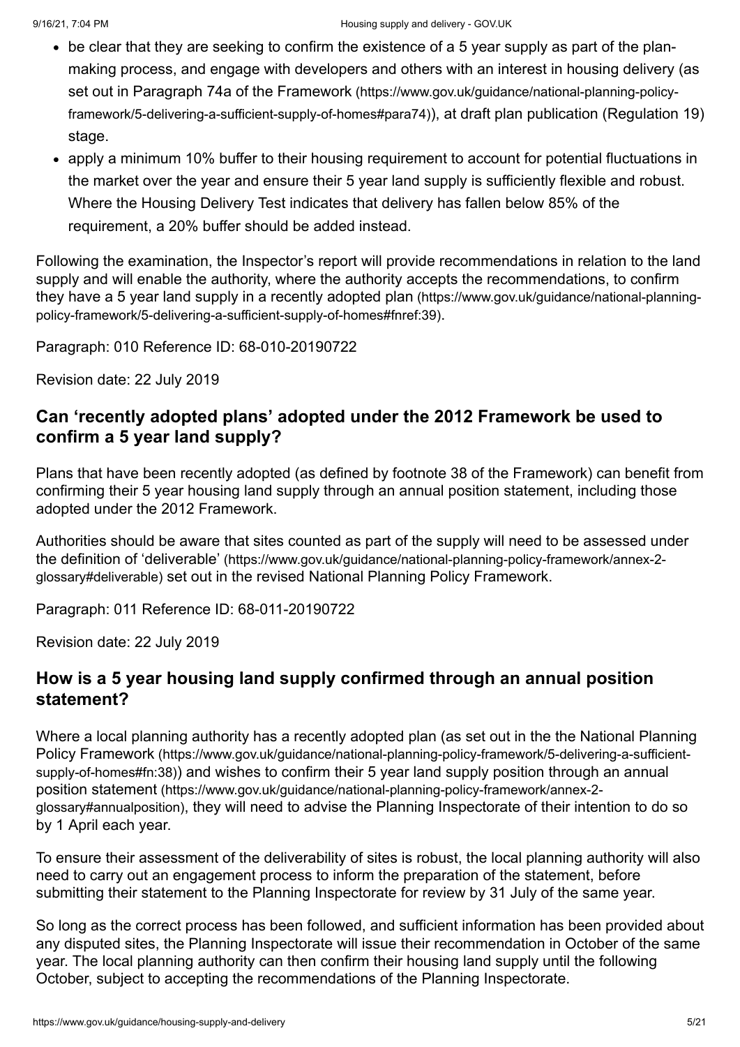- be clear that they are seeking to confirm the existence of a 5 year supply as part of the plan-making process, and engage with developers and others with an interest in housing delivery (as set out in Paragraph 74a of the Framework (https://www.gov.uk/guidance/national-planning-policy-framework/5-delivering-a-sufficient-supply-of-homes#para74)), at draft plan publication (Regulation 19) stage.
- apply a minimum 10% buffer to their housing requirement to account for potential fluctuations in the market over the year and ensure their 5 year land supply is sufficiently flexible and robust. Where the Housing Delivery Test indicates that delivery has fallen below 85% of the requirement, a 20% buffer should be added instead.

Following the examination, the Inspector's report will provide recommendations in relation to the land supply and will enable the authority, where the authority accepts the recommendations, to confirm they have a 5 year land supply in a recently adopted plan (https://www.gov.uk/guidance/national-planning-policy-framework/5-delivering-a-sufficient-supply-of-homes#fnref:39).

Paragraph: 010 Reference ID: 68-010-20190722

Revision date: 22 July 2019

## Can 'recently adopted plans' adopted under the 2012 Framework be used to confirm a 5 year land supply?

Plans that have been recently adopted (as defined by footnote 38 of the Framework) can benefit from confirming their 5 year housing land supply through an annual position statement, including those adopted under the 2012 Framework.

Authorities should be aware that sites counted as part of the supply will need to be assessed under the definition of 'deliverable' (https://www.gov.uk/guidance/national-planning-policy-framework/annex-2-glossary#deliverable) set out in the revised National Planning Policy Framework.

Paragraph: 011 Reference ID: 68-011-20190722

Revision date: 22 July 2019

## How is a 5 year housing land supply confirmed through an annual position statement?

Where a local planning authority has a recently adopted plan (as set out in the the National Planning Policy Framework (https://www.gov.uk/guidance/national-planning-policy-framework/5-delivering-a-sufficient-supply-of-homes#fn:38)) and wishes to confirm their 5 year land supply position through an annual position statement (https://www.gov.uk/guidance/national-planning-policy-framework/annex-2-glossary#annualposition), they will need to advise the Planning Inspectorate of their intention to do so by 1 April each year.

To ensure their assessment of the deliverability of sites is robust, the local planning authority will also need to carry out an engagement process to inform the preparation of the statement, before submitting their statement to the Planning Inspectorate for review by 31 July of the same year.

So long as the correct process has been followed, and sufficient information has been provided about any disputed sites, the Planning Inspectorate will issue their recommendation in October of the same year. The local planning authority can then confirm their housing land supply until the following October, subject to accepting the recommendations of the Planning Inspectorate.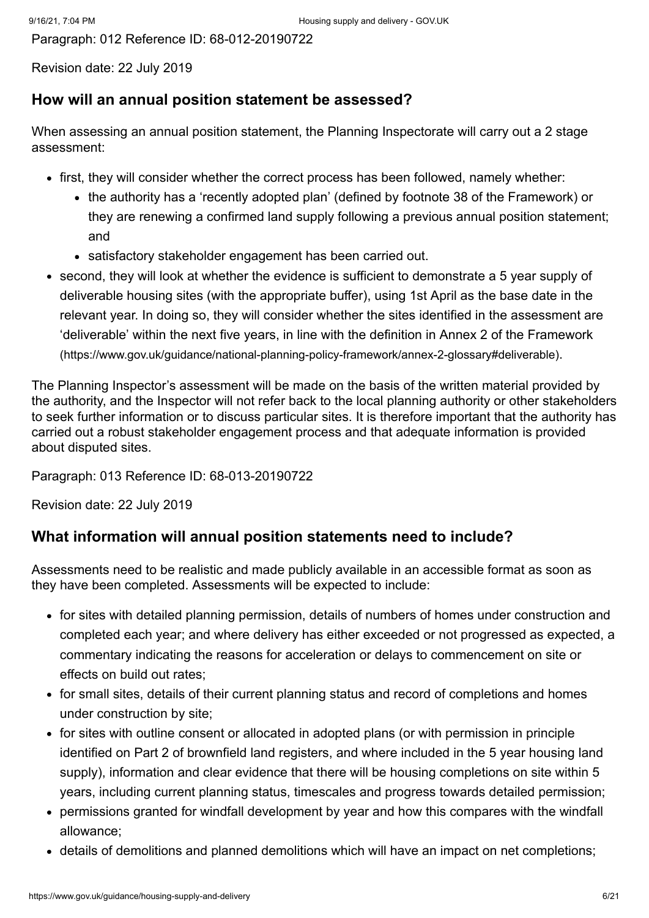Paragraph: 012 Reference ID: 68-012-20190722

Revision date: 22 July 2019

## How will an annual position statement be assessed?

When assessing an annual position statement, the Planning Inspectorate will carry out a 2 stage assessment:

- first, they will consider whether the correct process has been followed, namely whether:
  - the authority has a 'recently adopted plan' (defined by footnote 38 of the Framework) or they are renewing a confirmed land supply following a previous annual position statement; and
  - satisfactory stakeholder engagement has been carried out.
- second, they will look at whether the evidence is sufficient to demonstrate a 5 year supply of deliverable housing sites (with the appropriate buffer), using 1st April as the base date in the relevant year. In doing so, they will consider whether the sites identified in the assessment are 'deliverable' within the next five years, in line with the definition in Annex 2 of the Framework (https://www.gov.uk/guidance/national-planning-policy-framework/annex-2-glossary#deliverable).

The Planning Inspector's assessment will be made on the basis of the written material provided by the authority, and the Inspector will not refer back to the local planning authority or other stakeholders to seek further information or to discuss particular sites. It is therefore important that the authority has carried out a robust stakeholder engagement process and that adequate information is provided about disputed sites.

Paragraph: 013 Reference ID: 68-013-20190722

Revision date: 22 July 2019

## What information will annual position statements need to include?

Assessments need to be realistic and made publicly available in an accessible format as soon as they have been completed. Assessments will be expected to include:

- for sites with detailed planning permission, details of numbers of homes under construction and completed each year; and where delivery has either exceeded or not progressed as expected, a commentary indicating the reasons for acceleration or delays to commencement on site or effects on build out rates;
- for small sites, details of their current planning status and record of completions and homes under construction by site;
- for sites with outline consent or allocated in adopted plans (or with permission in principle identified on Part 2 of brownfield land registers, and where included in the 5 year housing land supply), information and clear evidence that there will be housing completions on site within 5 years, including current planning status, timescales and progress towards detailed permission;
- permissions granted for windfall development by year and how this compares with the windfall allowance;
- details of demolitions and planned demolitions which will have an impact on net completions;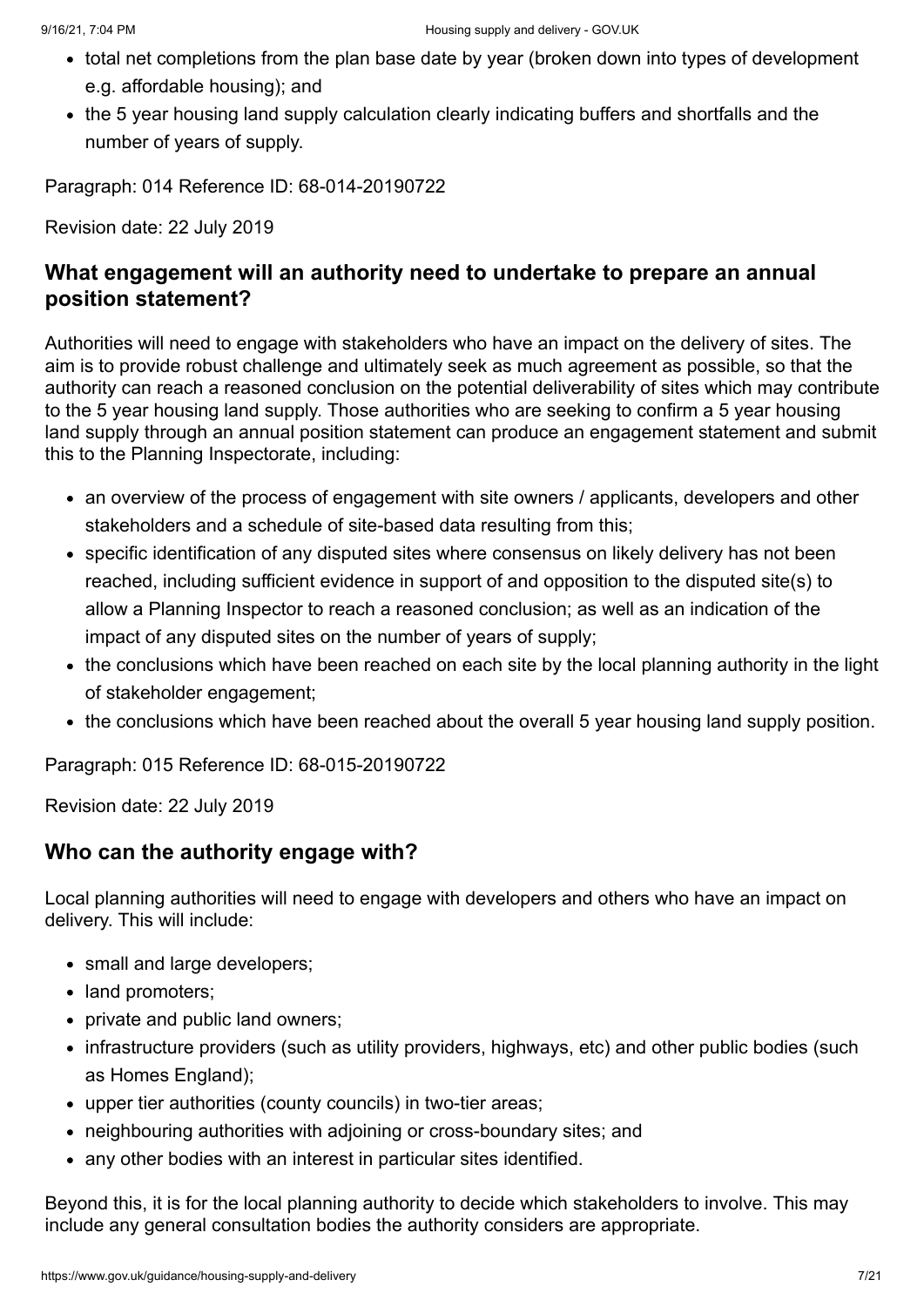- total net completions from the plan base date by year (broken down into types of development e.g. affordable housing); and
- the 5 year housing land supply calculation clearly indicating buffers and shortfalls and the number of years of supply.

Paragraph: 014 Reference ID: 68-014-20190722

Revision date: 22 July 2019

## What engagement will an authority need to undertake to prepare an annual position statement?

Authorities will need to engage with stakeholders who have an impact on the delivery of sites. The aim is to provide robust challenge and ultimately seek as much agreement as possible, so that the authority can reach a reasoned conclusion on the potential deliverability of sites which may contribute to the 5 year housing land supply. Those authorities who are seeking to confirm a 5 year housing land supply through an annual position statement can produce an engagement statement and submit this to the Planning Inspectorate, including:

- an overview of the process of engagement with site owners / applicants, developers and other stakeholders and a schedule of site-based data resulting from this;
- specific identification of any disputed sites where consensus on likely delivery has not been reached, including sufficient evidence in support of and opposition to the disputed site(s) to allow a Planning Inspector to reach a reasoned conclusion; as well as an indication of the impact of any disputed sites on the number of years of supply;
- the conclusions which have been reached on each site by the local planning authority in the light of stakeholder engagement;
- the conclusions which have been reached about the overall 5 year housing land supply position.

Paragraph: 015 Reference ID: 68-015-20190722

Revision date: 22 July 2019

## Who can the authority engage with?

Local planning authorities will need to engage with developers and others who have an impact on delivery. This will include:

- small and large developers;
- land promoters;
- private and public land owners;
- infrastructure providers (such as utility providers, highways, etc) and other public bodies (such as Homes England);
- upper tier authorities (county councils) in two-tier areas;
- neighbouring authorities with adjoining or cross-boundary sites; and
- any other bodies with an interest in particular sites identified.

Beyond this, it is for the local planning authority to decide which stakeholders to involve. This may include any general consultation bodies the authority considers are appropriate.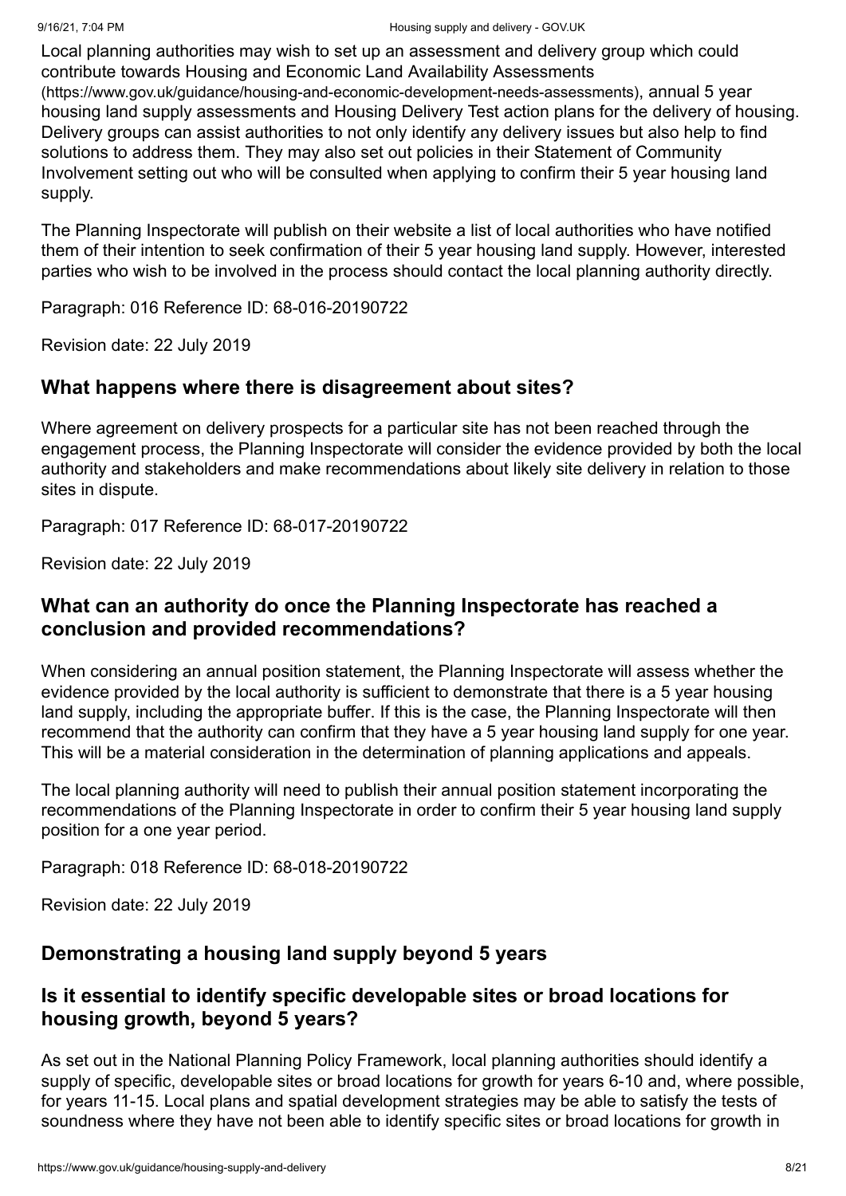Local planning authorities may wish to set up an assessment and delivery group which could contribute towards Housing and Economic Land Availability Assessments (https://www.gov.uk/guidance/housing-and-economic-development-needs-assessments), annual 5 year housing land supply assessments and Housing Delivery Test action plans for the delivery of housing. Delivery groups can assist authorities to not only identify any delivery issues but also help to find solutions to address them. They may also set out policies in their Statement of Community Involvement setting out who will be consulted when applying to confirm their 5 year housing land supply.

The Planning Inspectorate will publish on their website a list of local authorities who have notified them of their intention to seek confirmation of their 5 year housing land supply. However, interested parties who wish to be involved in the process should contact the local planning authority directly.

Paragraph: 016 Reference ID: 68-016-20190722

Revision date: 22 July 2019

### What happens where there is disagreement about sites?

Where agreement on delivery prospects for a particular site has not been reached through the engagement process, the Planning Inspectorate will consider the evidence provided by both the local authority and stakeholders and make recommendations about likely site delivery in relation to those sites in dispute.

Paragraph: 017 Reference ID: 68-017-20190722

Revision date: 22 July 2019

### What can an authority do once the Planning Inspectorate has reached a conclusion and provided recommendations?

When considering an annual position statement, the Planning Inspectorate will assess whether the evidence provided by the local authority is sufficient to demonstrate that there is a 5 year housing land supply, including the appropriate buffer. If this is the case, the Planning Inspectorate will then recommend that the authority can confirm that they have a 5 year housing land supply for one year. This will be a material consideration in the determination of planning applications and appeals.

The local planning authority will need to publish their annual position statement incorporating the recommendations of the Planning Inspectorate in order to confirm their 5 year housing land supply position for a one year period.

Paragraph: 018 Reference ID: 68-018-20190722

Revision date: 22 July 2019

## Demonstrating a housing land supply beyond 5 years

### Is it essential to identify specific developable sites or broad locations for housing growth, beyond 5 years?

As set out in the National Planning Policy Framework, local planning authorities should identify a supply of specific, developable sites or broad locations for growth for years 6-10 and, where possible, for years 11-15. Local plans and spatial development strategies may be able to satisfy the tests of soundness where they have not been able to identify specific sites or broad locations for growth in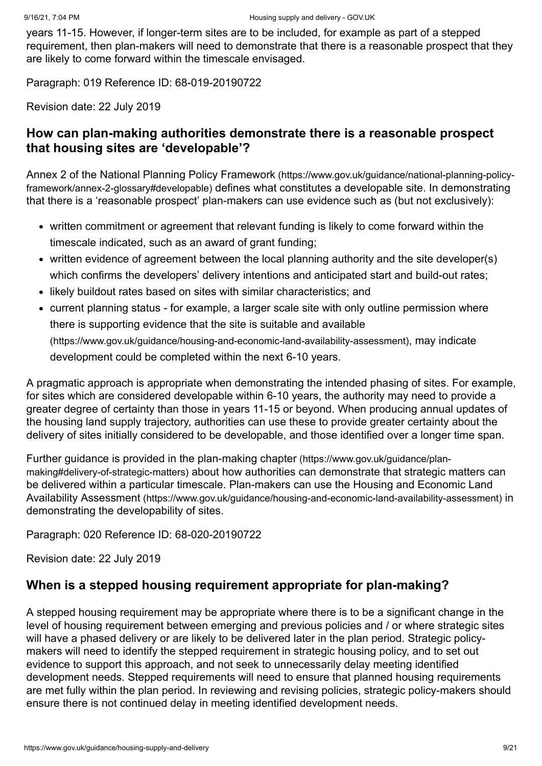years 11-15. However, if longer-term sites are to be included, for example as part of a stepped requirement, then plan-makers will need to demonstrate that there is a reasonable prospect that they are likely to come forward within the timescale envisaged.

Paragraph: 019 Reference ID: 68-019-20190722

Revision date: 22 July 2019

### How can plan-making authorities demonstrate there is a reasonable prospect that housing sites are 'developable'?

Annex 2 of the National Planning Policy Framework (https://www.gov.uk/guidance/national-planning-policy-framework/annex-2-glossary#developable) defines what constitutes a developable site. In demonstrating that there is a 'reasonable prospect' plan-makers can use evidence such as (but not exclusively):

- written commitment or agreement that relevant funding is likely to come forward within the timescale indicated, such as an award of grant funding;
- written evidence of agreement between the local planning authority and the site developer(s) which confirms the developers' delivery intentions and anticipated start and build-out rates;
- likely buildout rates based on sites with similar characteristics; and
- current planning status - for example, a larger scale site with only outline permission where there is supporting evidence that the site is suitable and available (https://www.gov.uk/guidance/housing-and-economic-land-availability-assessment), may indicate development could be completed within the next 6-10 years.

A pragmatic approach is appropriate when demonstrating the intended phasing of sites. For example, for sites which are considered developable within 6-10 years, the authority may need to provide a greater degree of certainty than those in years 11-15 or beyond. When producing annual updates of the housing land supply trajectory, authorities can use these to provide greater certainty about the delivery of sites initially considered to be developable, and those identified over a longer time span.

Further guidance is provided in the plan-making chapter (https://www.gov.uk/guidance/plan-making#delivery-of-strategic-matters) about how authorities can demonstrate that strategic matters can be delivered within a particular timescale. Plan-makers can use the Housing and Economic Land Availability Assessment (https://www.gov.uk/guidance/housing-and-economic-land-availability-assessment) in demonstrating the developability of sites.

Paragraph: 020 Reference ID: 68-020-20190722

Revision date: 22 July 2019

### When is a stepped housing requirement appropriate for plan-making?

A stepped housing requirement may be appropriate where there is to be a significant change in the level of housing requirement between emerging and previous policies and / or where strategic sites will have a phased delivery or are likely to be delivered later in the plan period. Strategic policy-makers will need to identify the stepped requirement in strategic housing policy, and to set out evidence to support this approach, and not seek to unnecessarily delay meeting identified development needs. Stepped requirements will need to ensure that planned housing requirements are met fully within the plan period. In reviewing and revising policies, strategic policy-makers should ensure there is not continued delay in meeting identified development needs.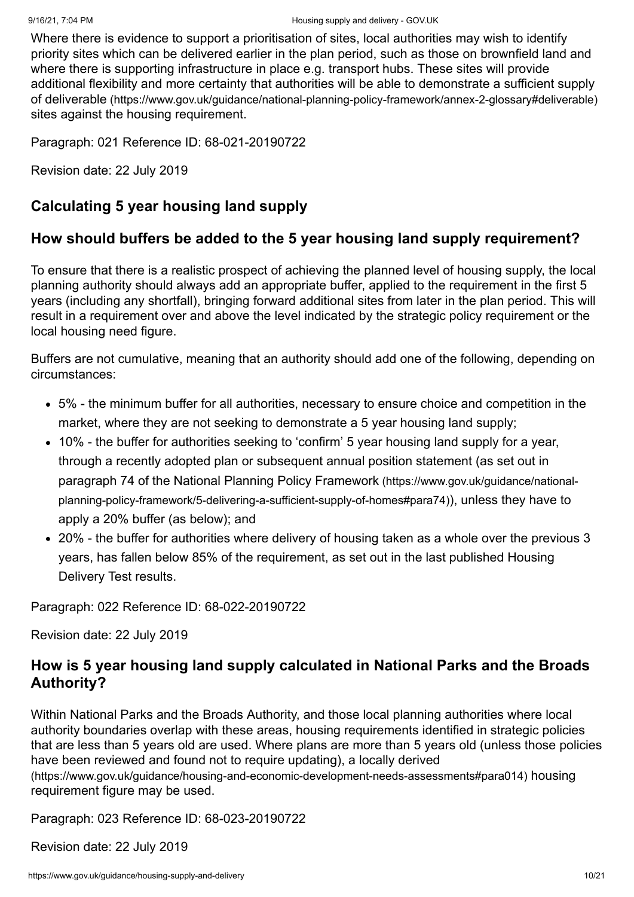Where there is evidence to support a prioritisation of sites, local authorities may wish to identify priority sites which can be delivered earlier in the plan period, such as those on brownfield land and where there is supporting infrastructure in place e.g. transport hubs. These sites will provide additional flexibility and more certainty that authorities will be able to demonstrate a sufficient supply of deliverable (https://www.gov.uk/guidance/national-planning-policy-framework/annex-2-glossary#deliverable) sites against the housing requirement.

Paragraph: 021 Reference ID: 68-021-20190722

Revision date: 22 July 2019

## Calculating 5 year housing land supply

## How should buffers be added to the 5 year housing land supply requirement?

To ensure that there is a realistic prospect of achieving the planned level of housing supply, the local planning authority should always add an appropriate buffer, applied to the requirement in the first 5 years (including any shortfall), bringing forward additional sites from later in the plan period. This will result in a requirement over and above the level indicated by the strategic policy requirement or the local housing need figure.

Buffers are not cumulative, meaning that an authority should add one of the following, depending on circumstances:

- 5% - the minimum buffer for all authorities, necessary to ensure choice and competition in the market, where they are not seeking to demonstrate a 5 year housing land supply;
- 10% - the buffer for authorities seeking to 'confirm' 5 year housing land supply for a year, through a recently adopted plan or subsequent annual position statement (as set out in paragraph 74 of the National Planning Policy Framework (https://www.gov.uk/guidance/national-planning-policy-framework/5-delivering-a-sufficient-supply-of-homes#para74)), unless they have to apply a 20% buffer (as below); and
- 20% - the buffer for authorities where delivery of housing taken as a whole over the previous 3 years, has fallen below 85% of the requirement, as set out in the last published Housing Delivery Test results.

Paragraph: 022 Reference ID: 68-022-20190722

Revision date: 22 July 2019

## How is 5 year housing land supply calculated in National Parks and the Broads Authority?

Within National Parks and the Broads Authority, and those local planning authorities where local authority boundaries overlap with these areas, housing requirements identified in strategic policies that are less than 5 years old are used. Where plans are more than 5 years old (unless those policies have been reviewed and found not to require updating), a locally derived (https://www.gov.uk/guidance/housing-and-economic-development-needs-assessments#para014) housing requirement figure may be used.

Paragraph: 023 Reference ID: 68-023-20190722

Revision date: 22 July 2019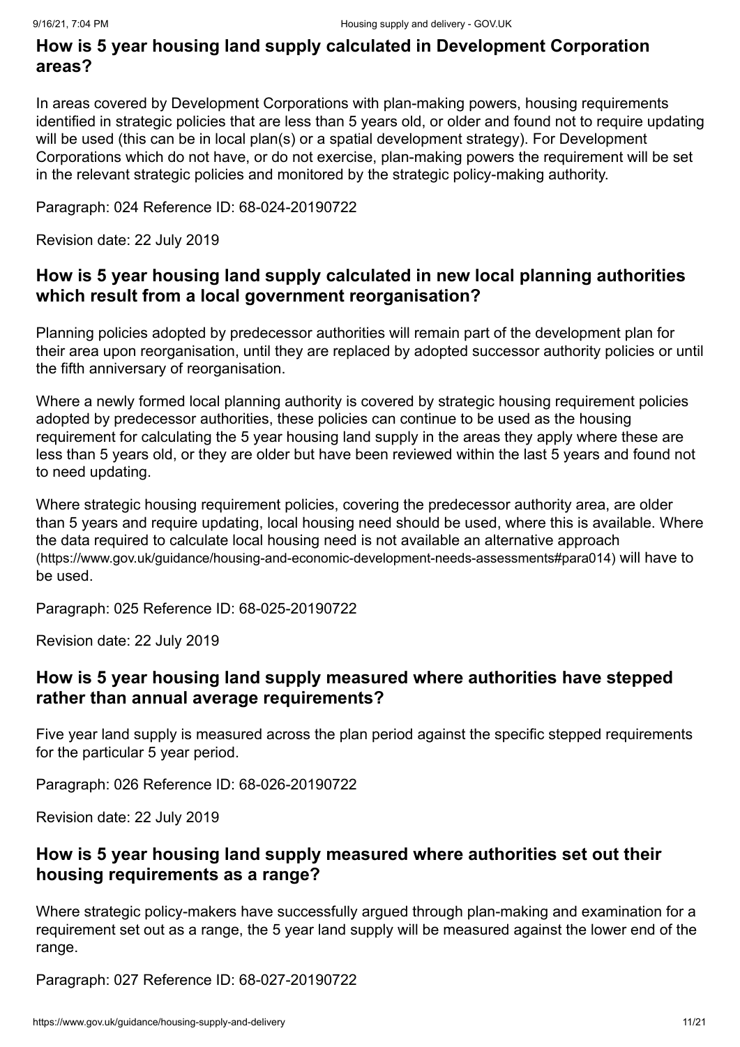## How is 5 year housing land supply calculated in Development Corporation areas?

In areas covered by Development Corporations with plan-making powers, housing requirements identified in strategic policies that are less than 5 years old, or older and found not to require updating will be used (this can be in local plan(s) or a spatial development strategy). For Development Corporations which do not have, or do not exercise, plan-making powers the requirement will be set in the relevant strategic policies and monitored by the strategic policy-making authority.

Paragraph: 024 Reference ID: 68-024-20190722

Revision date: 22 July 2019

## How is 5 year housing land supply calculated in new local planning authorities which result from a local government reorganisation?

Planning policies adopted by predecessor authorities will remain part of the development plan for their area upon reorganisation, until they are replaced by adopted successor authority policies or until the fifth anniversary of reorganisation.

Where a newly formed local planning authority is covered by strategic housing requirement policies adopted by predecessor authorities, these policies can continue to be used as the housing requirement for calculating the 5 year housing land supply in the areas they apply where these are less than 5 years old, or they are older but have been reviewed within the last 5 years and found not to need updating.

Where strategic housing requirement policies, covering the predecessor authority area, are older than 5 years and require updating, local housing need should be used, where this is available. Where the data required to calculate local housing need is not available an alternative approach (https://www.gov.uk/guidance/housing-and-economic-development-needs-assessments#para014) will have to be used.

Paragraph: 025 Reference ID: 68-025-20190722

Revision date: 22 July 2019

## How is 5 year housing land supply measured where authorities have stepped rather than annual average requirements?

Five year land supply is measured across the plan period against the specific stepped requirements for the particular 5 year period.

Paragraph: 026 Reference ID: 68-026-20190722

Revision date: 22 July 2019

## How is 5 year housing land supply measured where authorities set out their housing requirements as a range?

Where strategic policy-makers have successfully argued through plan-making and examination for a requirement set out as a range, the 5 year land supply will be measured against the lower end of the range.

Paragraph: 027 Reference ID: 68-027-20190722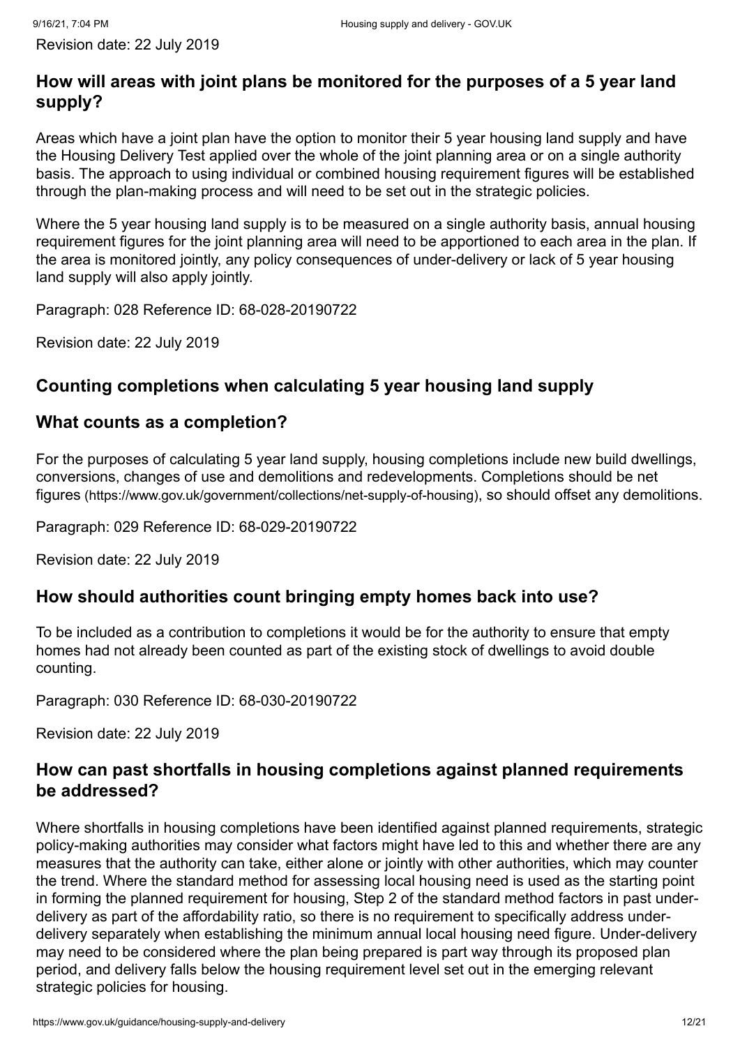Revision date: 22 July 2019

## How will areas with joint plans be monitored for the purposes of a 5 year land supply?

Areas which have a joint plan have the option to monitor their 5 year housing land supply and have the Housing Delivery Test applied over the whole of the joint planning area or on a single authority basis. The approach to using individual or combined housing requirement figures will be established through the plan-making process and will need to be set out in the strategic policies.

Where the 5 year housing land supply is to be measured on a single authority basis, annual housing requirement figures for the joint planning area will need to be apportioned to each area in the plan. If the area is monitored jointly, any policy consequences of under-delivery or lack of 5 year housing land supply will also apply jointly.

Paragraph: 028 Reference ID: 68-028-20190722

Revision date: 22 July 2019

## Counting completions when calculating 5 year housing land supply

## What counts as a completion?

For the purposes of calculating 5 year land supply, housing completions include new build dwellings, conversions, changes of use and demolitions and redevelopments. Completions should be net figures (https://www.gov.uk/government/collections/net-supply-of-housing), so should offset any demolitions.

Paragraph: 029 Reference ID: 68-029-20190722

Revision date: 22 July 2019

## How should authorities count bringing empty homes back into use?

To be included as a contribution to completions it would be for the authority to ensure that empty homes had not already been counted as part of the existing stock of dwellings to avoid double counting.

Paragraph: 030 Reference ID: 68-030-20190722

Revision date: 22 July 2019

## How can past shortfalls in housing completions against planned requirements be addressed?

Where shortfalls in housing completions have been identified against planned requirements, strategic policy-making authorities may consider what factors might have led to this and whether there are any measures that the authority can take, either alone or jointly with other authorities, which may counter the trend. Where the standard method for assessing local housing need is used as the starting point in forming the planned requirement for housing, Step 2 of the standard method factors in past under-delivery as part of the affordability ratio, so there is no requirement to specifically address under-delivery separately when establishing the minimum annual local housing need figure. Under-delivery may need to be considered where the plan being prepared is part way through its proposed plan period, and delivery falls below the housing requirement level set out in the emerging relevant strategic policies for housing.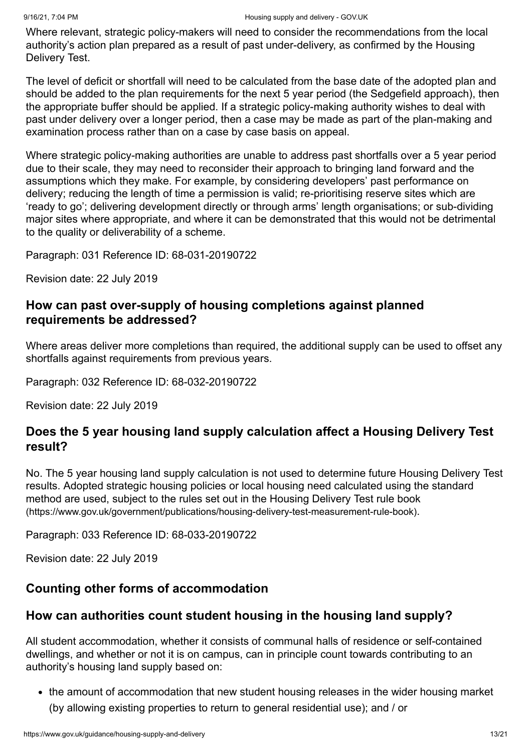Where relevant, strategic policy-makers will need to consider the recommendations from the local authority's action plan prepared as a result of past under-delivery, as confirmed by the Housing Delivery Test.

The level of deficit or shortfall will need to be calculated from the base date of the adopted plan and should be added to the plan requirements for the next 5 year period (the Sedgefield approach), then the appropriate buffer should be applied. If a strategic policy-making authority wishes to deal with past under delivery over a longer period, then a case may be made as part of the plan-making and examination process rather than on a case by case basis on appeal.

Where strategic policy-making authorities are unable to address past shortfalls over a 5 year period due to their scale, they may need to reconsider their approach to bringing land forward and the assumptions which they make. For example, by considering developers' past performance on delivery; reducing the length of time a permission is valid; re-prioritising reserve sites which are 'ready to go'; delivering development directly or through arms' length organisations; or sub-dividing major sites where appropriate, and where it can be demonstrated that this would not be detrimental to the quality or deliverability of a scheme.

Paragraph: 031 Reference ID: 68-031-20190722

Revision date: 22 July 2019

### How can past over-supply of housing completions against planned requirements be addressed?

Where areas deliver more completions than required, the additional supply can be used to offset any shortfalls against requirements from previous years.

Paragraph: 032 Reference ID: 68-032-20190722

Revision date: 22 July 2019

### Does the 5 year housing land supply calculation affect a Housing Delivery Test result?

No. The 5 year housing land supply calculation is not used to determine future Housing Delivery Test results. Adopted strategic housing policies or local housing need calculated using the standard method are used, subject to the rules set out in the Housing Delivery Test rule book (https://www.gov.uk/government/publications/housing-delivery-test-measurement-rule-book).

Paragraph: 033 Reference ID: 68-033-20190722

Revision date: 22 July 2019

## Counting other forms of accommodation

### How can authorities count student housing in the housing land supply?

All student accommodation, whether it consists of communal halls of residence or self-contained dwellings, and whether or not it is on campus, can in principle count towards contributing to an authority's housing land supply based on:

- the amount of accommodation that new student housing releases in the wider housing market (by allowing existing properties to return to general residential use); and / or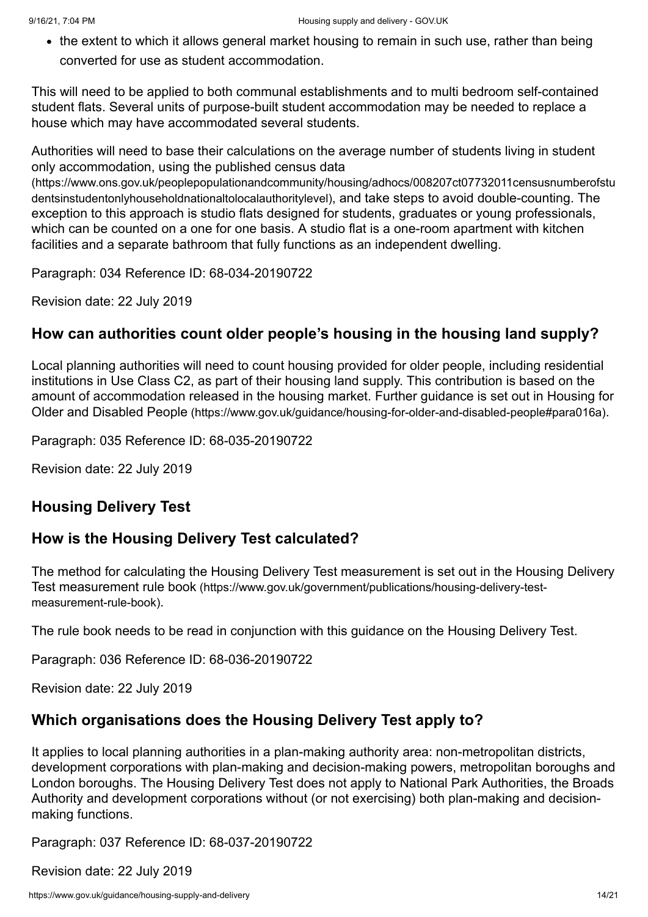- the extent to which it allows general market housing to remain in such use, rather than being converted for use as student accommodation.

This will need to be applied to both communal establishments and to multi bedroom self-contained student flats. Several units of purpose-built student accommodation may be needed to replace a house which may have accommodated several students.

Authorities will need to base their calculations on the average number of students living in student only accommodation, using the published census data (https://www.ons.gov.uk/peoplepopulationandcommunity/housing/adhocs/008207ct07732011censusnumberofstudentsinstudentonlyhouseholdnationaltolocalauthoritylevel), and take steps to avoid double-counting. The exception to this approach is studio flats designed for students, graduates or young professionals, which can be counted on a one for one basis. A studio flat is a one-room apartment with kitchen facilities and a separate bathroom that fully functions as an independent dwelling.

Paragraph: 034 Reference ID: 68-034-20190722

Revision date: 22 July 2019

## How can authorities count older people's housing in the housing land supply?

Local planning authorities will need to count housing provided for older people, including residential institutions in Use Class C2, as part of their housing land supply. This contribution is based on the amount of accommodation released in the housing market. Further guidance is set out in Housing for Older and Disabled People (https://www.gov.uk/guidance/housing-for-older-and-disabled-people#para016a).

Paragraph: 035 Reference ID: 68-035-20190722

Revision date: 22 July 2019

## Housing Delivery Test

## How is the Housing Delivery Test calculated?

The method for calculating the Housing Delivery Test measurement is set out in the Housing Delivery Test measurement rule book (https://www.gov.uk/government/publications/housing-delivery-test-measurement-rule-book).

The rule book needs to be read in conjunction with this guidance on the Housing Delivery Test.

Paragraph: 036 Reference ID: 68-036-20190722

Revision date: 22 July 2019

## Which organisations does the Housing Delivery Test apply to?

It applies to local planning authorities in a plan-making authority area: non-metropolitan districts, development corporations with plan-making and decision-making powers, metropolitan boroughs and London boroughs. The Housing Delivery Test does not apply to National Park Authorities, the Broads Authority and development corporations without (or not exercising) both plan-making and decision-making functions.

Paragraph: 037 Reference ID: 68-037-20190722

Revision date: 22 July 2019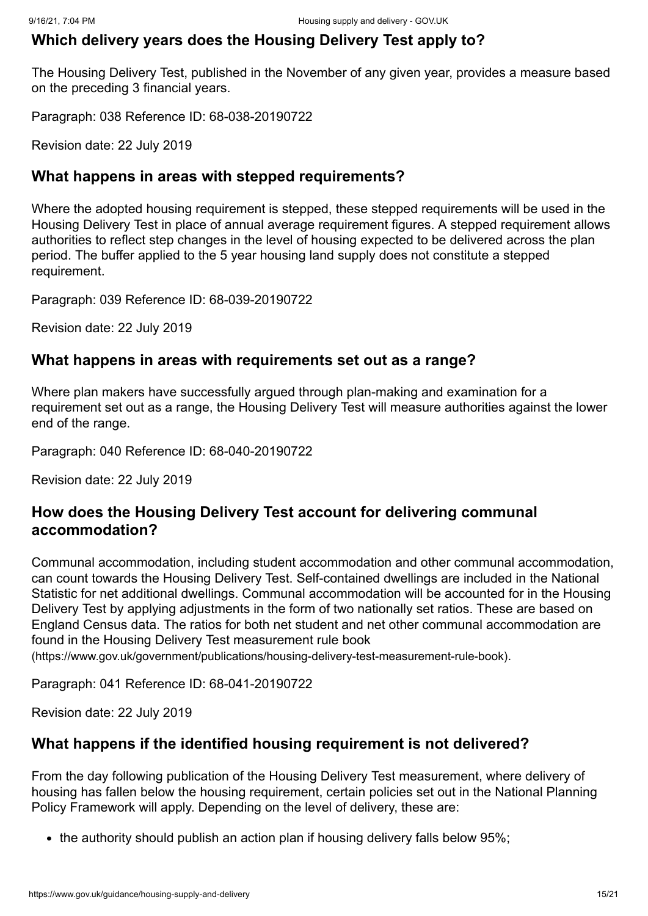## Which delivery years does the Housing Delivery Test apply to?

The Housing Delivery Test, published in the November of any given year, provides a measure based on the preceding 3 financial years.

Paragraph: 038 Reference ID: 68-038-20190722

Revision date: 22 July 2019

## What happens in areas with stepped requirements?

Where the adopted housing requirement is stepped, these stepped requirements will be used in the Housing Delivery Test in place of annual average requirement figures. A stepped requirement allows authorities to reflect step changes in the level of housing expected to be delivered across the plan period. The buffer applied to the 5 year housing land supply does not constitute a stepped requirement.

Paragraph: 039 Reference ID: 68-039-20190722

Revision date: 22 July 2019

## What happens in areas with requirements set out as a range?

Where plan makers have successfully argued through plan-making and examination for a requirement set out as a range, the Housing Delivery Test will measure authorities against the lower end of the range.

Paragraph: 040 Reference ID: 68-040-20190722

Revision date: 22 July 2019

## How does the Housing Delivery Test account for delivering communal accommodation?

Communal accommodation, including student accommodation and other communal accommodation, can count towards the Housing Delivery Test. Self-contained dwellings are included in the National Statistic for net additional dwellings. Communal accommodation will be accounted for in the Housing Delivery Test by applying adjustments in the form of two nationally set ratios. These are based on England Census data. The ratios for both net student and net other communal accommodation are found in the Housing Delivery Test measurement rule book (https://www.gov.uk/government/publications/housing-delivery-test-measurement-rule-book).

Paragraph: 041 Reference ID: 68-041-20190722

Revision date: 22 July 2019

## What happens if the identified housing requirement is not delivered?

From the day following publication of the Housing Delivery Test measurement, where delivery of housing has fallen below the housing requirement, certain policies set out in the National Planning Policy Framework will apply. Depending on the level of delivery, these are:

- the authority should publish an action plan if housing delivery falls below 95%;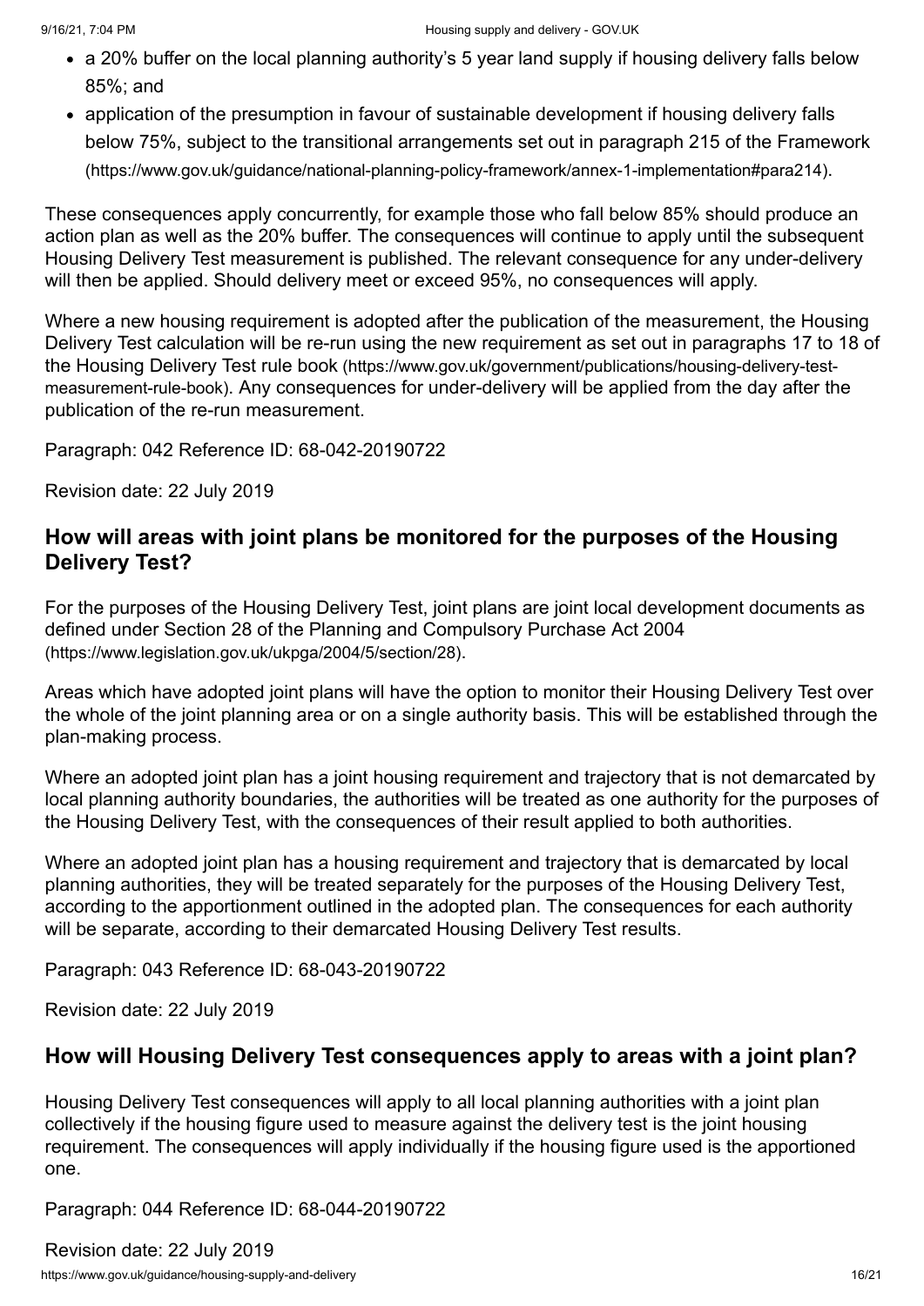- a 20% buffer on the local planning authority's 5 year land supply if housing delivery falls below 85%; and
- application of the presumption in favour of sustainable development if housing delivery falls below 75%, subject to the transitional arrangements set out in paragraph 215 of the Framework (https://www.gov.uk/guidance/national-planning-policy-framework/annex-1-implementation#para214).

These consequences apply concurrently, for example those who fall below 85% should produce an action plan as well as the 20% buffer. The consequences will continue to apply until the subsequent Housing Delivery Test measurement is published. The relevant consequence for any under-delivery will then be applied. Should delivery meet or exceed 95%, no consequences will apply.

Where a new housing requirement is adopted after the publication of the measurement, the Housing Delivery Test calculation will be re-run using the new requirement as set out in paragraphs 17 to 18 of the Housing Delivery Test rule book (https://www.gov.uk/government/publications/housing-delivery-test-measurement-rule-book). Any consequences for under-delivery will be applied from the day after the publication of the re-run measurement.

Paragraph: 042 Reference ID: 68-042-20190722

Revision date: 22 July 2019

## How will areas with joint plans be monitored for the purposes of the Housing Delivery Test?

For the purposes of the Housing Delivery Test, joint plans are joint local development documents as defined under Section 28 of the Planning and Compulsory Purchase Act 2004 (https://www.legislation.gov.uk/ukpga/2004/5/section/28).

Areas which have adopted joint plans will have the option to monitor their Housing Delivery Test over the whole of the joint planning area or on a single authority basis. This will be established through the plan-making process.

Where an adopted joint plan has a joint housing requirement and trajectory that is not demarcated by local planning authority boundaries, the authorities will be treated as one authority for the purposes of the Housing Delivery Test, with the consequences of their result applied to both authorities.

Where an adopted joint plan has a housing requirement and trajectory that is demarcated by local planning authorities, they will be treated separately for the purposes of the Housing Delivery Test, according to the apportionment outlined in the adopted plan. The consequences for each authority will be separate, according to their demarcated Housing Delivery Test results.

Paragraph: 043 Reference ID: 68-043-20190722

Revision date: 22 July 2019

## How will Housing Delivery Test consequences apply to areas with a joint plan?

Housing Delivery Test consequences will apply to all local planning authorities with a joint plan collectively if the housing figure used to measure against the delivery test is the joint housing requirement. The consequences will apply individually if the housing figure used is the apportioned one.

Paragraph: 044 Reference ID: 68-044-20190722

Revision date: 22 July 2019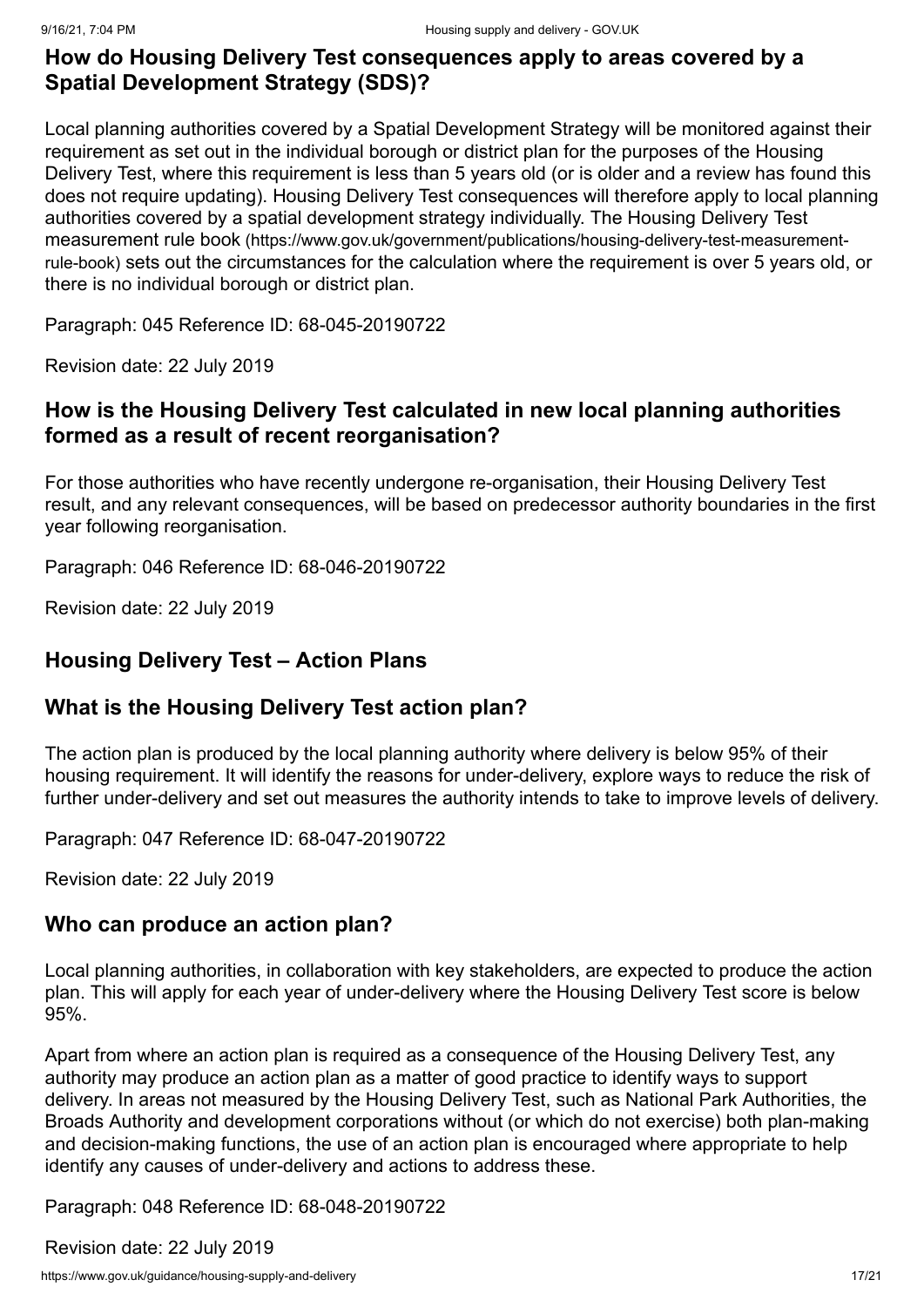### How do Housing Delivery Test consequences apply to areas covered by a Spatial Development Strategy (SDS)?

Local planning authorities covered by a Spatial Development Strategy will be monitored against their requirement as set out in the individual borough or district plan for the purposes of the Housing Delivery Test, where this requirement is less than 5 years old (or is older and a review has found this does not require updating). Housing Delivery Test consequences will therefore apply to local planning authorities covered by a spatial development strategy individually. The Housing Delivery Test measurement rule book (https://www.gov.uk/government/publications/housing-delivery-test-measurement-rule-book) sets out the circumstances for the calculation where the requirement is over 5 years old, or there is no individual borough or district plan.

Paragraph: 045 Reference ID: 68-045-20190722

Revision date: 22 July 2019

### How is the Housing Delivery Test calculated in new local planning authorities formed as a result of recent reorganisation?

For those authorities who have recently undergone re-organisation, their Housing Delivery Test result, and any relevant consequences, will be based on predecessor authority boundaries in the first year following reorganisation.

Paragraph: 046 Reference ID: 68-046-20190722

Revision date: 22 July 2019

## Housing Delivery Test – Action Plans

### What is the Housing Delivery Test action plan?

The action plan is produced by the local planning authority where delivery is below 95% of their housing requirement. It will identify the reasons for under-delivery, explore ways to reduce the risk of further under-delivery and set out measures the authority intends to take to improve levels of delivery.

Paragraph: 047 Reference ID: 68-047-20190722

Revision date: 22 July 2019

### Who can produce an action plan?

Local planning authorities, in collaboration with key stakeholders, are expected to produce the action plan. This will apply for each year of under-delivery where the Housing Delivery Test score is below 95%.

Apart from where an action plan is required as a consequence of the Housing Delivery Test, any authority may produce an action plan as a matter of good practice to identify ways to support delivery. In areas not measured by the Housing Delivery Test, such as National Park Authorities, the Broads Authority and development corporations without (or which do not exercise) both plan-making and decision-making functions, the use of an action plan is encouraged where appropriate to help identify any causes of under-delivery and actions to address these.

Paragraph: 048 Reference ID: 68-048-20190722

Revision date: 22 July 2019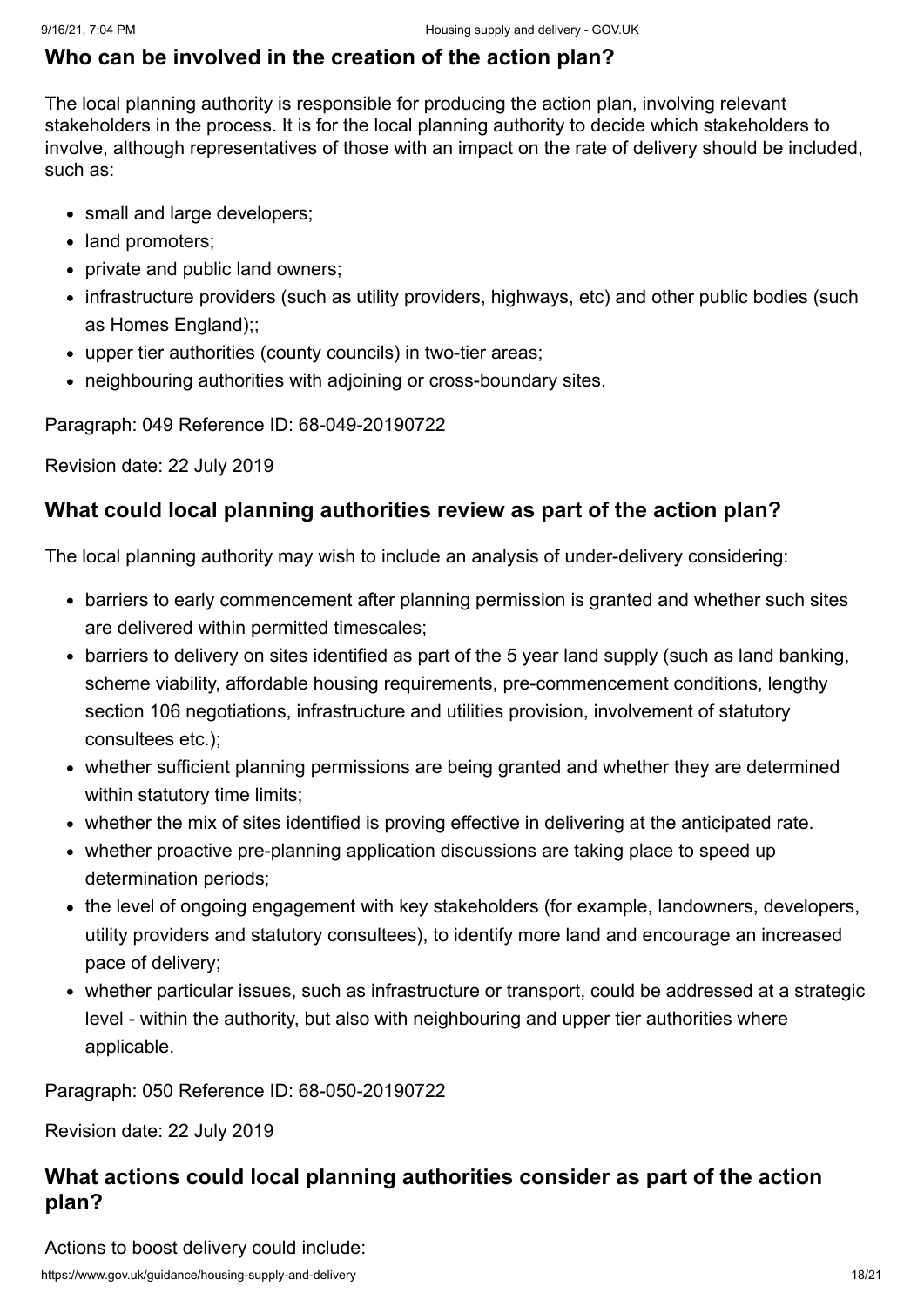## Who can be involved in the creation of the action plan?

The local planning authority is responsible for producing the action plan, involving relevant stakeholders in the process. It is for the local planning authority to decide which stakeholders to involve, although representatives of those with an impact on the rate of delivery should be included, such as:

- small and large developers;
- land promoters;
- private and public land owners;
- infrastructure providers (such as utility providers, highways, etc) and other public bodies (such as Homes England);;
- upper tier authorities (county councils) in two-tier areas;
- neighbouring authorities with adjoining or cross-boundary sites.

Paragraph: 049 Reference ID: 68-049-20190722

Revision date: 22 July 2019

## What could local planning authorities review as part of the action plan?

The local planning authority may wish to include an analysis of under-delivery considering:

- barriers to early commencement after planning permission is granted and whether such sites are delivered within permitted timescales;
- barriers to delivery on sites identified as part of the 5 year land supply (such as land banking, scheme viability, affordable housing requirements, pre-commencement conditions, lengthy section 106 negotiations, infrastructure and utilities provision, involvement of statutory consultees etc.);
- whether sufficient planning permissions are being granted and whether they are determined within statutory time limits;
- whether the mix of sites identified is proving effective in delivering at the anticipated rate.
- whether proactive pre-planning application discussions are taking place to speed up determination periods;
- the level of ongoing engagement with key stakeholders (for example, landowners, developers, utility providers and statutory consultees), to identify more land and encourage an increased pace of delivery;
- whether particular issues, such as infrastructure or transport, could be addressed at a strategic level - within the authority, but also with neighbouring and upper tier authorities where applicable.

Paragraph: 050 Reference ID: 68-050-20190722

Revision date: 22 July 2019

## What actions could local planning authorities consider as part of the action plan?

Actions to boost delivery could include: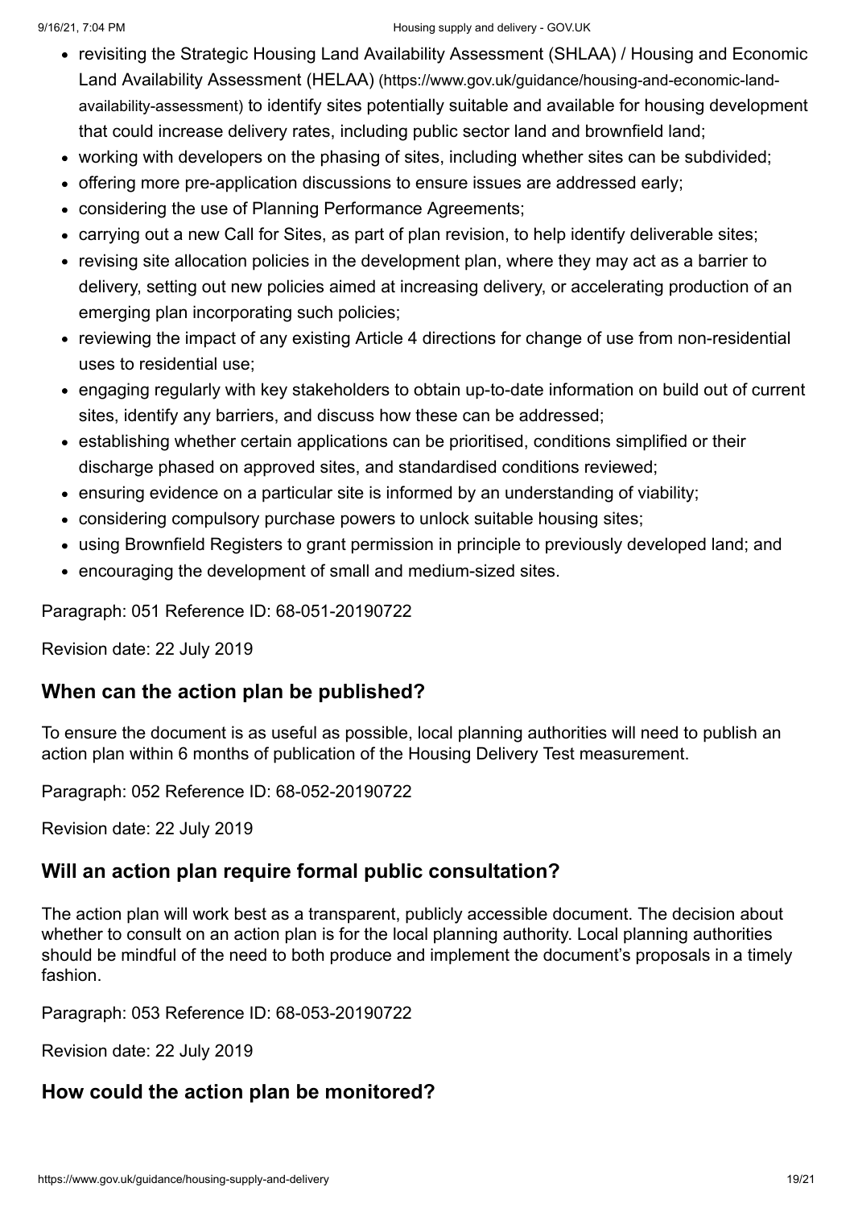- revisiting the Strategic Housing Land Availability Assessment (SHLAA) / Housing and Economic Land Availability Assessment (HELAA) (https://www.gov.uk/guidance/housing-and-economic-land-availability-assessment) to identify sites potentially suitable and available for housing development that could increase delivery rates, including public sector land and brownfield land;
- working with developers on the phasing of sites, including whether sites can be subdivided;
- offering more pre-application discussions to ensure issues are addressed early;
- considering the use of Planning Performance Agreements;
- carrying out a new Call for Sites, as part of plan revision, to help identify deliverable sites;
- revising site allocation policies in the development plan, where they may act as a barrier to delivery, setting out new policies aimed at increasing delivery, or accelerating production of an emerging plan incorporating such policies;
- reviewing the impact of any existing Article 4 directions for change of use from non-residential uses to residential use;
- engaging regularly with key stakeholders to obtain up-to-date information on build out of current sites, identify any barriers, and discuss how these can be addressed;
- establishing whether certain applications can be prioritised, conditions simplified or their discharge phased on approved sites, and standardised conditions reviewed;
- ensuring evidence on a particular site is informed by an understanding of viability;
- considering compulsory purchase powers to unlock suitable housing sites;
- using Brownfield Registers to grant permission in principle to previously developed land; and
- encouraging the development of small and medium-sized sites.

Paragraph: 051 Reference ID: 68-051-20190722

Revision date: 22 July 2019

## When can the action plan be published?

To ensure the document is as useful as possible, local planning authorities will need to publish an action plan within 6 months of publication of the Housing Delivery Test measurement.

Paragraph: 052 Reference ID: 68-052-20190722

Revision date: 22 July 2019

## Will an action plan require formal public consultation?

The action plan will work best as a transparent, publicly accessible document. The decision about whether to consult on an action plan is for the local planning authority. Local planning authorities should be mindful of the need to both produce and implement the document's proposals in a timely fashion.

Paragraph: 053 Reference ID: 68-053-20190722

Revision date: 22 July 2019

## How could the action plan be monitored?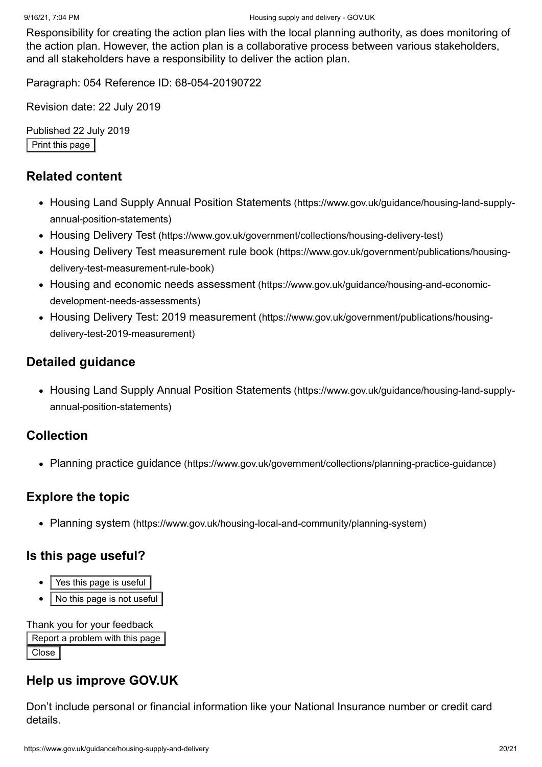Responsibility for creating the action plan lies with the local planning authority, as does monitoring of the action plan. However, the action plan is a collaborative process between various stakeholders, and all stakeholders have a responsibility to deliver the action plan.

Paragraph: 054 Reference ID: 68-054-20190722

Revision date: 22 July 2019

Published 22 July 2019

Print this page

## Related content

- Housing Land Supply Annual Position Statements (https://www.gov.uk/guidance/housing-land-supply-annual-position-statements)
- Housing Delivery Test (https://www.gov.uk/government/collections/housing-delivery-test)
- Housing Delivery Test measurement rule book (https://www.gov.uk/government/publications/housing-delivery-test-measurement-rule-book)
- Housing and economic needs assessment (https://www.gov.uk/guidance/housing-and-economic-development-needs-assessments)
- Housing Delivery Test: 2019 measurement (https://www.gov.uk/government/publications/housing-delivery-test-2019-measurement)

## Detailed guidance

- Housing Land Supply Annual Position Statements (https://www.gov.uk/guidance/housing-land-supply-annual-position-statements)

## Collection

- Planning practice guidance (https://www.gov.uk/government/collections/planning-practice-guidance)

## Explore the topic

- Planning system (https://www.gov.uk/housing-local-and-community/planning-system)

## Is this page useful?

- Yes this page is useful
- No this page is not useful

Thank you for your feedback

Report a problem with this page

Close

## Help us improve GOV.UK

Don't include personal or financial information like your National Insurance number or credit card details.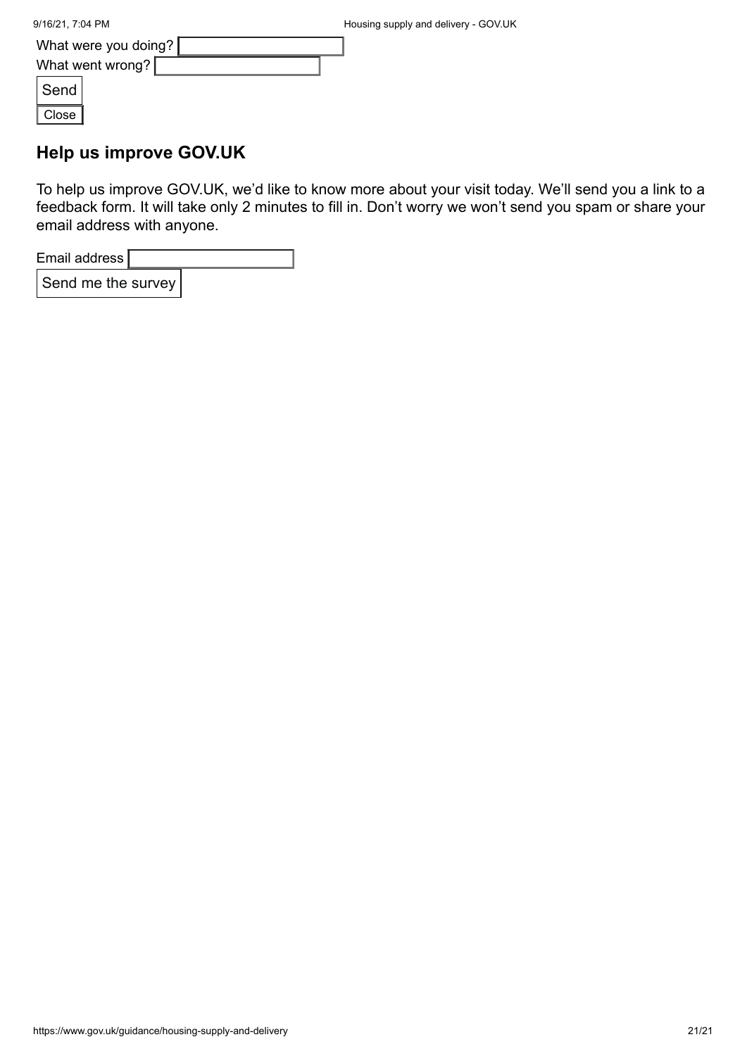What were you doing?

What went wrong?

Send

Close

## Help us improve GOV.UK

To help us improve GOV.UK, we'd like to know more about your visit today. We'll send you a link to a feedback form. It will take only 2 minutes to fill in. Don't worry we won't send you spam or share your email address with anyone.

Email address

Send me the survey